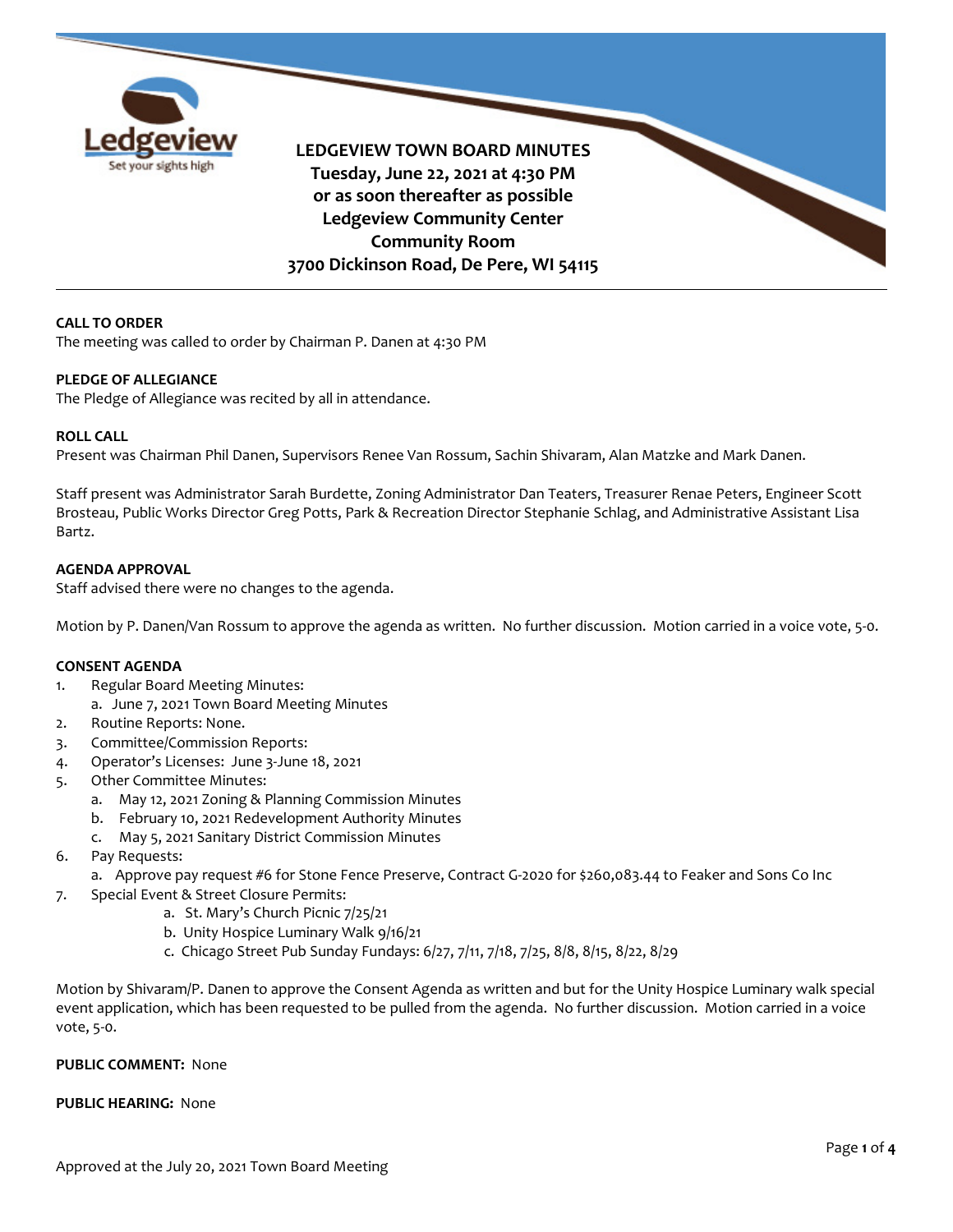# LEDGEVIEW TOWN BOARD MINUTES

**Tuesday, June 22, 2021 at 4:30 PM**
**or as soon thereafter as possible**
**Ledgeview Community Center**
**Community Room**
**3700 Dickinson Road, De Pere, WI 54115**

---

**CALL TO ORDER**
The meeting was called to order by Chairman P. Danen at 4:30 PM

**PLEDGE OF ALLEGIANCE**
The Pledge of Allegiance was recited by all in attendance.

**ROLL CALL**
Present was Chairman Phil Danen, Supervisors Renee Van Rossum, Sachin Shivaram, Alan Matzke and Mark Danen.

Staff present was Administrator Sarah Burdette, Zoning Administrator Dan Teaters, Treasurer Renae Peters, Engineer Scott Brosteau, Public Works Director Greg Potts, Park & Recreation Director Stephanie Schlag, and Administrative Assistant Lisa Bartz.

**AGENDA APPROVAL**
Staff advised there were no changes to the agenda.

Motion by P. Danen/Van Rossum to approve the agenda as written. No further discussion. Motion carried in a voice vote, 5-0.

**CONSENT AGENDA**

1. Regular Board Meeting Minutes:
   a. June 7, 2021 Town Board Meeting Minutes
2. Routine Reports: None.
3. Committee/Commission Reports:
4. Operator's Licenses: June 3-June 18, 2021
5. Other Committee Minutes:
   a. May 12, 2021 Zoning & Planning Commission Minutes
   b. February 10, 2021 Redevelopment Authority Minutes
   c. May 5, 2021 Sanitary District Commission Minutes
6. Pay Requests:
   a. Approve pay request #6 for Stone Fence Preserve, Contract G-2020 for $260,083.44 to Feaker and Sons Co Inc
7. Special Event & Street Closure Permits:
   a. St. Mary's Church Picnic 7/25/21
   b. Unity Hospice Luminary Walk 9/16/21
   c. Chicago Street Pub Sunday Fundays: 6/27, 7/11, 7/18, 7/25, 8/8, 8/15, 8/22, 8/29

Motion by Shivaram/P. Danen to approve the Consent Agenda as written and but for the Unity Hospice Luminary walk special event application, which has been requested to be pulled from the agenda. No further discussion. Motion carried in a voice vote, 5-0.

**PUBLIC COMMENT:** None

**PUBLIC HEARING:** None

Approved at the July 20, 2021 Town Board Meeting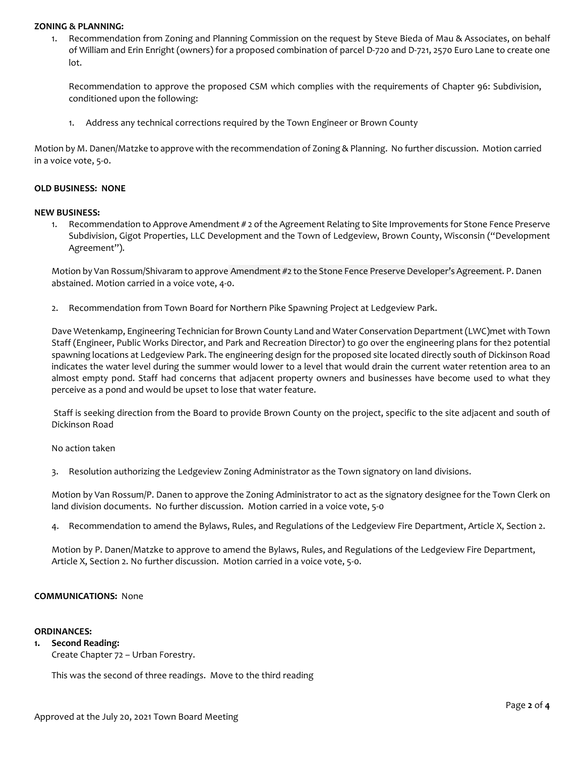**ZONING & PLANNING:**

1. Recommendation from Zoning and Planning Commission on the request by Steve Bieda of Mau & Associates, on behalf of William and Erin Enright (owners) for a proposed combination of parcel D-720 and D-721, 2570 Euro Lane to create one lot.

   Recommendation to approve the proposed CSM which complies with the requirements of Chapter 96: Subdivision, conditioned upon the following:

   1. Address any technical corrections required by the Town Engineer or Brown County

Motion by M. Danen/Matzke to approve with the recommendation of Zoning & Planning. No further discussion. Motion carried in a voice vote, 5-0.

**OLD BUSINESS: NONE**

**NEW BUSINESS:**

1. Recommendation to Approve Amendment # 2 of the Agreement Relating to Site Improvements for Stone Fence Preserve Subdivision, Gigot Properties, LLC Development and the Town of Ledgeview, Brown County, Wisconsin ("Development Agreement").

   Motion by Van Rossum/Shivaram to approve Amendment #2 to the Stone Fence Preserve Developer's Agreement. P. Danen abstained. Motion carried in a voice vote, 4-0.

2. Recommendation from Town Board for Northern Pike Spawning Project at Ledgeview Park.

   Dave Wetenkamp, Engineering Technician for Brown County Land and Water Conservation Department (LWC)met with Town Staff (Engineer, Public Works Director, and Park and Recreation Director) to go over the engineering plans for the2 potential spawning locations at Ledgeview Park. The engineering design for the proposed site located directly south of Dickinson Road indicates the water level during the summer would lower to a level that would drain the current water retention area to an almost empty pond. Staff had concerns that adjacent property owners and businesses have become used to what they perceive as a pond and would be upset to lose that water feature.

   Staff is seeking direction from the Board to provide Brown County on the project, specific to the site adjacent and south of Dickinson Road

   No action taken

3. Resolution authorizing the Ledgeview Zoning Administrator as the Town signatory on land divisions.

   Motion by Van Rossum/P. Danen to approve the Zoning Administrator to act as the signatory designee for the Town Clerk on land division documents. No further discussion. Motion carried in a voice vote, 5-0

4. Recommendation to amend the Bylaws, Rules, and Regulations of the Ledgeview Fire Department, Article X, Section 2.

   Motion by P. Danen/Matzke to approve to amend the Bylaws, Rules, and Regulations of the Ledgeview Fire Department, Article X, Section 2. No further discussion. Motion carried in a voice vote, 5-0.

**COMMUNICATIONS:** None

**ORDINANCES:**

1. **Second Reading:**
   Create Chapter 72 – Urban Forestry.

   This was the second of three readings. Move to the third reading

Approved at the July 20, 2021 Town Board Meeting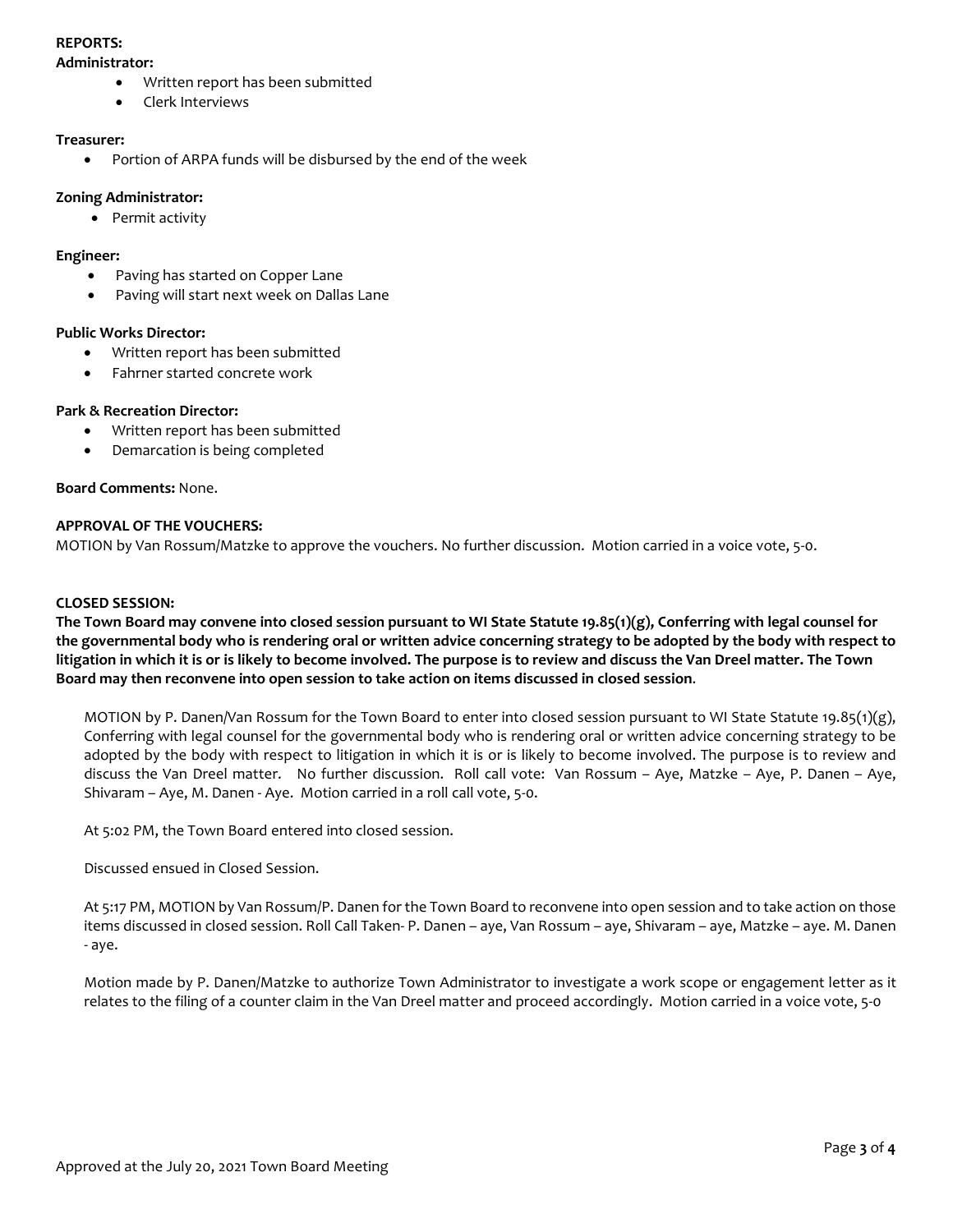**REPORTS:**

**Administrator:**

- Written report has been submitted
- Clerk Interviews

**Treasurer:**

- Portion of ARPA funds will be disbursed by the end of the week

**Zoning Administrator:**

- Permit activity

**Engineer:**

- Paving has started on Copper Lane
- Paving will start next week on Dallas Lane

**Public Works Director:**

- Written report has been submitted
- Fahrner started concrete work

**Park & Recreation Director:**

- Written report has been submitted
- Demarcation is being completed

**Board Comments:** None.

**APPROVAL OF THE VOUCHERS:**

MOTION by Van Rossum/Matzke to approve the vouchers. No further discussion. Motion carried in a voice vote, 5-0.

**CLOSED SESSION:**

**The Town Board may convene into closed session pursuant to WI State Statute 19.85(1)(g), Conferring with legal counsel for the governmental body who is rendering oral or written advice concerning strategy to be adopted by the body with respect to litigation in which it is or is likely to become involved. The purpose is to review and discuss the Van Dreel matter. The Town Board may then reconvene into open session to take action on items discussed in closed session.**

MOTION by P. Danen/Van Rossum for the Town Board to enter into closed session pursuant to WI State Statute 19.85(1)(g), Conferring with legal counsel for the governmental body who is rendering oral or written advice concerning strategy to be adopted by the body with respect to litigation in which it is or is likely to become involved. The purpose is to review and discuss the Van Dreel matter. No further discussion. Roll call vote: Van Rossum – Aye, Matzke – Aye, P. Danen – Aye, Shivaram – Aye, M. Danen - Aye. Motion carried in a roll call vote, 5-0.

At 5:02 PM, the Town Board entered into closed session.

Discussed ensued in Closed Session.

At 5:17 PM, MOTION by Van Rossum/P. Danen for the Town Board to reconvene into open session and to take action on those items discussed in closed session. Roll Call Taken- P. Danen – aye, Van Rossum – aye, Shivaram – aye, Matzke – aye. M. Danen - aye.

Motion made by P. Danen/Matzke to authorize Town Administrator to investigate a work scope or engagement letter as it relates to the filing of a counter claim in the Van Dreel matter and proceed accordingly. Motion carried in a voice vote, 5-0

Approved at the July 20, 2021 Town Board Meeting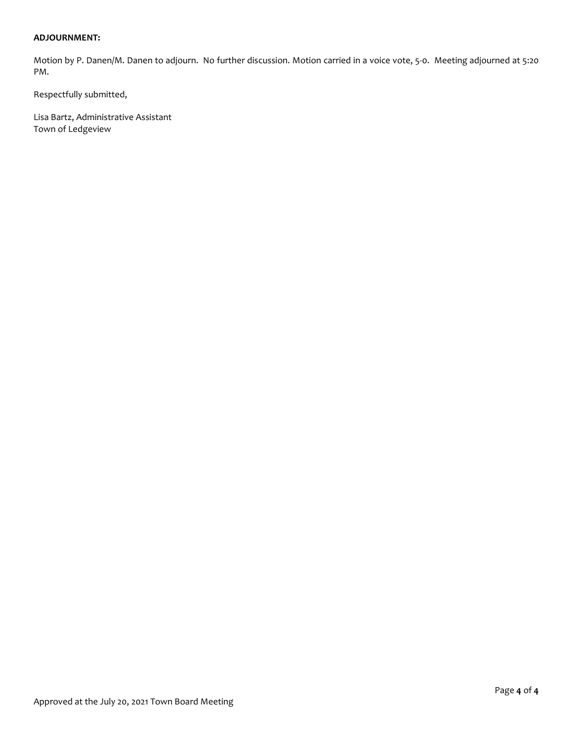**ADJOURNMENT:**

Motion by P. Danen/M. Danen to adjourn. No further discussion. Motion carried in a voice vote, 5-0. Meeting adjourned at 5:20 PM.

Respectfully submitted,

Lisa Bartz, Administrative Assistant
Town of Ledgeview